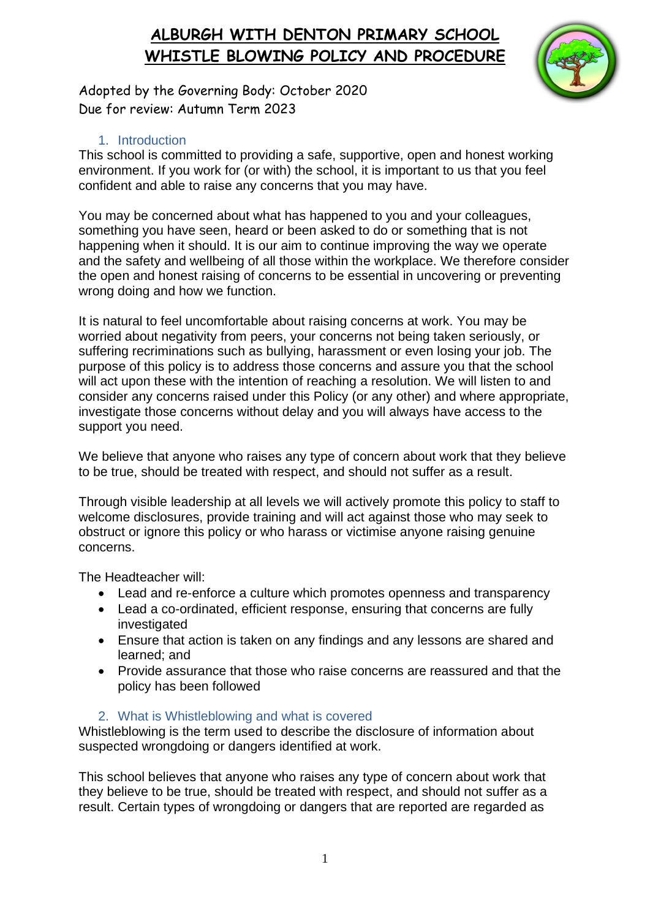# ALBURGH WITH DENTON PRIMARY SCHOOL
# WHISTLE BLOWING POLICY AND PROCEDURE

Adopted by the Governing Body: October 2020
Due for review: Autumn Term 2023

## 1. Introduction

This school is committed to providing a safe, supportive, open and honest working environment. If you work for (or with) the school, it is important to us that you feel confident and able to raise any concerns that you may have.

You may be concerned about what has happened to you and your colleagues, something you have seen, heard or been asked to do or something that is not happening when it should. It is our aim to continue improving the way we operate and the safety and wellbeing of all those within the workplace. We therefore consider the open and honest raising of concerns to be essential in uncovering or preventing wrong doing and how we function.

It is natural to feel uncomfortable about raising concerns at work. You may be worried about negativity from peers, your concerns not being taken seriously, or suffering recriminations such as bullying, harassment or even losing your job. The purpose of this policy is to address those concerns and assure you that the school will act upon these with the intention of reaching a resolution. We will listen to and consider any concerns raised under this Policy (or any other) and where appropriate, investigate those concerns without delay and you will always have access to the support you need.

We believe that anyone who raises any type of concern about work that they believe to be true, should be treated with respect, and should not suffer as a result.

Through visible leadership at all levels we will actively promote this policy to staff to welcome disclosures, provide training and will act against those who may seek to obstruct or ignore this policy or who harass or victimise anyone raising genuine concerns.

The Headteacher will:

- Lead and re-enforce a culture which promotes openness and transparency
- Lead a co-ordinated, efficient response, ensuring that concerns are fully investigated
- Ensure that action is taken on any findings and any lessons are shared and learned; and
- Provide assurance that those who raise concerns are reassured and that the policy has been followed

## 2. What is Whistleblowing and what is covered

Whistleblowing is the term used to describe the disclosure of information about suspected wrongdoing or dangers identified at work.

This school believes that anyone who raises any type of concern about work that they believe to be true, should be treated with respect, and should not suffer as a result. Certain types of wrongdoing or dangers that are reported are regarded as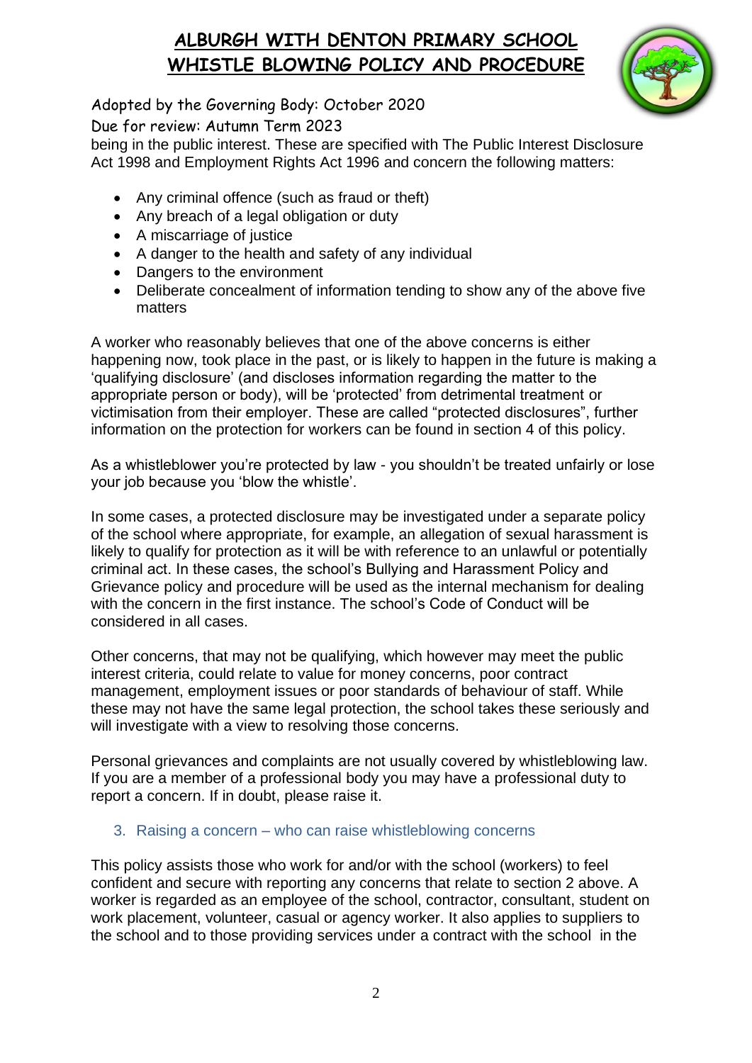# ALBURGH WITH DENTON PRIMARY SCHOOL
# WHISTLE BLOWING POLICY AND PROCEDURE

Adopted by the Governing Body: October 2020

Due for review: Autumn Term 2023

being in the public interest. These are specified with The Public Interest Disclosure Act 1998 and Employment Rights Act 1996 and concern the following matters:

- Any criminal offence (such as fraud or theft)
- Any breach of a legal obligation or duty
- A miscarriage of justice
- A danger to the health and safety of any individual
- Dangers to the environment
- Deliberate concealment of information tending to show any of the above five matters

A worker who reasonably believes that one of the above concerns is either happening now, took place in the past, or is likely to happen in the future is making a 'qualifying disclosure' (and discloses information regarding the matter to the appropriate person or body), will be 'protected' from detrimental treatment or victimisation from their employer. These are called "protected disclosures", further information on the protection for workers can be found in section 4 of this policy.

As a whistleblower you're protected by law - you shouldn't be treated unfairly or lose your job because you 'blow the whistle'.

In some cases, a protected disclosure may be investigated under a separate policy of the school where appropriate, for example, an allegation of sexual harassment is likely to qualify for protection as it will be with reference to an unlawful or potentially criminal act. In these cases, the school's Bullying and Harassment Policy and Grievance policy and procedure will be used as the internal mechanism for dealing with the concern in the first instance. The school's Code of Conduct will be considered in all cases.

Other concerns, that may not be qualifying, which however may meet the public interest criteria, could relate to value for money concerns, poor contract management, employment issues or poor standards of behaviour of staff. While these may not have the same legal protection, the school takes these seriously and will investigate with a view to resolving those concerns.

Personal grievances and complaints are not usually covered by whistleblowing law. If you are a member of a professional body you may have a professional duty to report a concern. If in doubt, please raise it.

## 3. Raising a concern – who can raise whistleblowing concerns

This policy assists those who work for and/or with the school (workers) to feel confident and secure with reporting any concerns that relate to section 2 above. A worker is regarded as an employee of the school, contractor, consultant, student on work placement, volunteer, casual or agency worker. It also applies to suppliers to the school and to those providing services under a contract with the school in the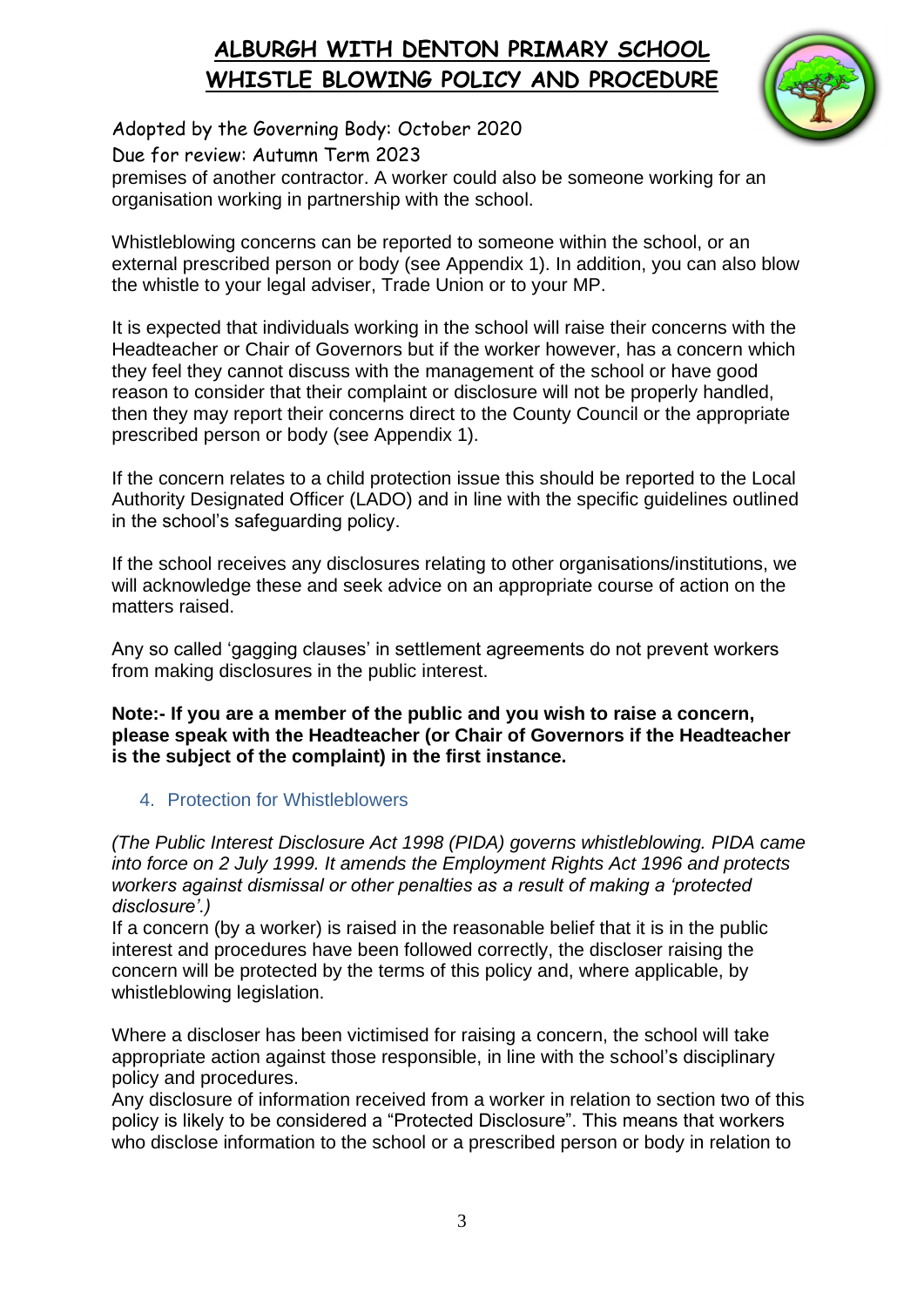premises of another contractor. A worker could also be someone working for an organisation working in partnership with the school.

Whistleblowing concerns can be reported to someone within the school, or an external prescribed person or body (see Appendix 1). In addition, you can also blow the whistle to your legal adviser, Trade Union or to your MP.

It is expected that individuals working in the school will raise their concerns with the Headteacher or Chair of Governors but if the worker however, has a concern which they feel they cannot discuss with the management of the school or have good reason to consider that their complaint or disclosure will not be properly handled, then they may report their concerns direct to the County Council or the appropriate prescribed person or body (see Appendix 1).

If the concern relates to a child protection issue this should be reported to the Local Authority Designated Officer (LADO) and in line with the specific guidelines outlined in the school's safeguarding policy.

If the school receives any disclosures relating to other organisations/institutions, we will acknowledge these and seek advice on an appropriate course of action on the matters raised.

Any so called 'gagging clauses' in settlement agreements do not prevent workers from making disclosures in the public interest.

**Note:- If you are a member of the public and you wish to raise a concern, please speak with the Headteacher (or Chair of Governors if the Headteacher is the subject of the complaint) in the first instance.**

## 4. Protection for Whistleblowers

*(The Public Interest Disclosure Act 1998 (PIDA) governs whistleblowing. PIDA came into force on 2 July 1999. It amends the Employment Rights Act 1996 and protects workers against dismissal or other penalties as a result of making a 'protected disclosure'.)*

If a concern (by a worker) is raised in the reasonable belief that it is in the public interest and procedures have been followed correctly, the discloser raising the concern will be protected by the terms of this policy and, where applicable, by whistleblowing legislation.

Where a discloser has been victimised for raising a concern, the school will take appropriate action against those responsible, in line with the school's disciplinary policy and procedures.

Any disclosure of information received from a worker in relation to section two of this policy is likely to be considered a "Protected Disclosure". This means that workers who disclose information to the school or a prescribed person or body in relation to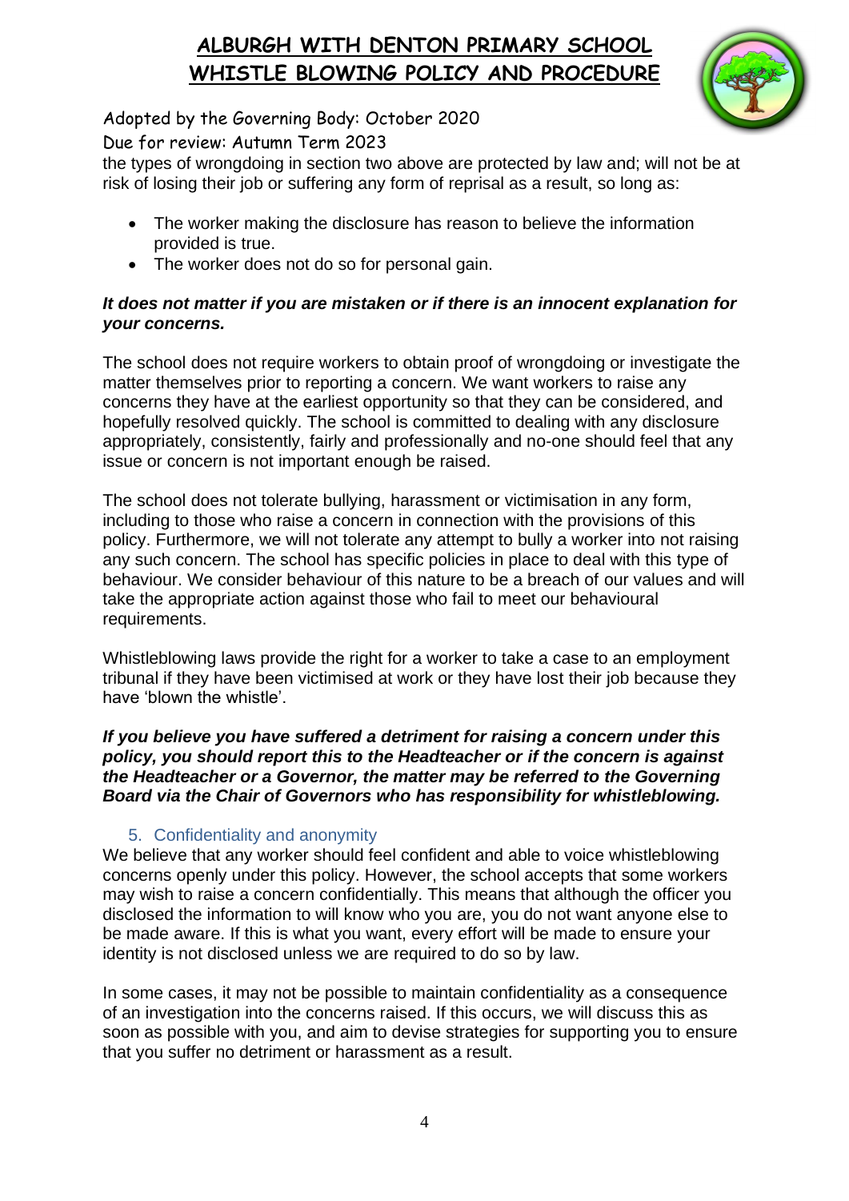the types of wrongdoing in section two above are protected by law and; will not be at risk of losing their job or suffering any form of reprisal as a result, so long as:

- The worker making the disclosure has reason to believe the information provided is true.
- The worker does not do so for personal gain.

***It does not matter if you are mistaken or if there is an innocent explanation for your concerns.***

The school does not require workers to obtain proof of wrongdoing or investigate the matter themselves prior to reporting a concern. We want workers to raise any concerns they have at the earliest opportunity so that they can be considered, and hopefully resolved quickly. The school is committed to dealing with any disclosure appropriately, consistently, fairly and professionally and no-one should feel that any issue or concern is not important enough be raised.

The school does not tolerate bullying, harassment or victimisation in any form, including to those who raise a concern in connection with the provisions of this policy. Furthermore, we will not tolerate any attempt to bully a worker into not raising any such concern. The school has specific policies in place to deal with this type of behaviour. We consider behaviour of this nature to be a breach of our values and will take the appropriate action against those who fail to meet our behavioural requirements.

Whistleblowing laws provide the right for a worker to take a case to an employment tribunal if they have been victimised at work or they have lost their job because they have 'blown the whistle'.

***If you believe you have suffered a detriment for raising a concern under this policy, you should report this to the Headteacher or if the concern is against the Headteacher or a Governor, the matter may be referred to the Governing Board via the Chair of Governors who has responsibility for whistleblowing.***

## 5. Confidentiality and anonymity

We believe that any worker should feel confident and able to voice whistleblowing concerns openly under this policy. However, the school accepts that some workers may wish to raise a concern confidentially. This means that although the officer you disclosed the information to will know who you are, you do not want anyone else to be made aware. If this is what you want, every effort will be made to ensure your identity is not disclosed unless we are required to do so by law.

In some cases, it may not be possible to maintain confidentiality as a consequence of an investigation into the concerns raised. If this occurs, we will discuss this as soon as possible with you, and aim to devise strategies for supporting you to ensure that you suffer no detriment or harassment as a result.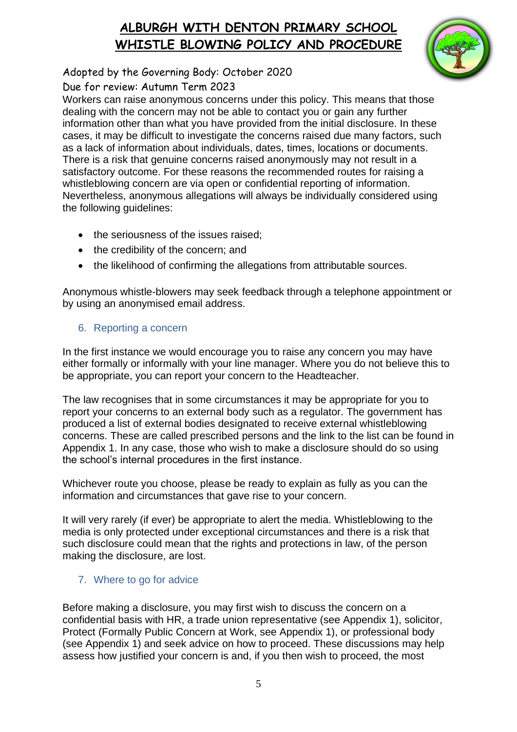# ALBURGH WITH DENTON PRIMARY SCHOOL
# WHISTLE BLOWING POLICY AND PROCEDURE

Adopted by the Governing Body: October 2020

Due for review: Autumn Term 2023

Workers can raise anonymous concerns under this policy. This means that those dealing with the concern may not be able to contact you or gain any further information other than what you have provided from the initial disclosure. In these cases, it may be difficult to investigate the concerns raised due many factors, such as a lack of information about individuals, dates, times, locations or documents. There is a risk that genuine concerns raised anonymously may not result in a satisfactory outcome. For these reasons the recommended routes for raising a whistleblowing concern are via open or confidential reporting of information. Nevertheless, anonymous allegations will always be individually considered using the following guidelines:

- the seriousness of the issues raised;
- the credibility of the concern; and
- the likelihood of confirming the allegations from attributable sources.

Anonymous whistle-blowers may seek feedback through a telephone appointment or by using an anonymised email address.

## 6. Reporting a concern

In the first instance we would encourage you to raise any concern you may have either formally or informally with your line manager. Where you do not believe this to be appropriate, you can report your concern to the Headteacher.

The law recognises that in some circumstances it may be appropriate for you to report your concerns to an external body such as a regulator. The government has produced a list of external bodies designated to receive external whistleblowing concerns. These are called prescribed persons and the link to the list can be found in Appendix 1. In any case, those who wish to make a disclosure should do so using the school's internal procedures in the first instance.

Whichever route you choose, please be ready to explain as fully as you can the information and circumstances that gave rise to your concern.

It will very rarely (if ever) be appropriate to alert the media. Whistleblowing to the media is only protected under exceptional circumstances and there is a risk that such disclosure could mean that the rights and protections in law, of the person making the disclosure, are lost.

## 7. Where to go for advice

Before making a disclosure, you may first wish to discuss the concern on a confidential basis with HR, a trade union representative (see Appendix 1), solicitor, Protect (Formally Public Concern at Work, see Appendix 1), or professional body (see Appendix 1) and seek advice on how to proceed. These discussions may help assess how justified your concern is and, if you then wish to proceed, the most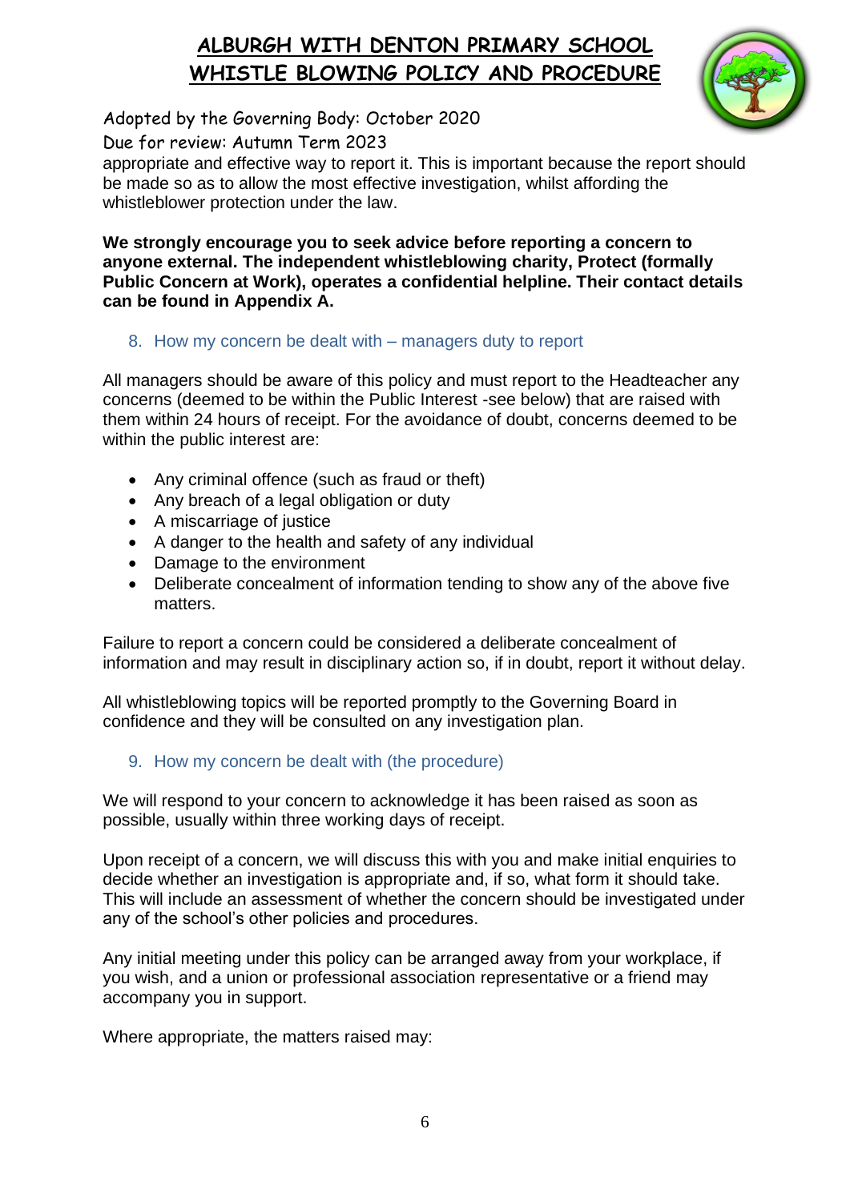appropriate and effective way to report it. This is important because the report should be made so as to allow the most effective investigation, whilst affording the whistleblower protection under the law.

**We strongly encourage you to seek advice before reporting a concern to anyone external. The independent whistleblowing charity, Protect (formally Public Concern at Work), operates a confidential helpline. Their contact details can be found in Appendix A.**

## 8. How my concern be dealt with – managers duty to report

All managers should be aware of this policy and must report to the Headteacher any concerns (deemed to be within the Public Interest -see below) that are raised with them within 24 hours of receipt. For the avoidance of doubt, concerns deemed to be within the public interest are:

- Any criminal offence (such as fraud or theft)
- Any breach of a legal obligation or duty
- A miscarriage of justice
- A danger to the health and safety of any individual
- Damage to the environment
- Deliberate concealment of information tending to show any of the above five matters.

Failure to report a concern could be considered a deliberate concealment of information and may result in disciplinary action so, if in doubt, report it without delay.

All whistleblowing topics will be reported promptly to the Governing Board in confidence and they will be consulted on any investigation plan.

## 9. How my concern be dealt with (the procedure)

We will respond to your concern to acknowledge it has been raised as soon as possible, usually within three working days of receipt.

Upon receipt of a concern, we will discuss this with you and make initial enquiries to decide whether an investigation is appropriate and, if so, what form it should take. This will include an assessment of whether the concern should be investigated under any of the school's other policies and procedures.

Any initial meeting under this policy can be arranged away from your workplace, if you wish, and a union or professional association representative or a friend may accompany you in support.

Where appropriate, the matters raised may: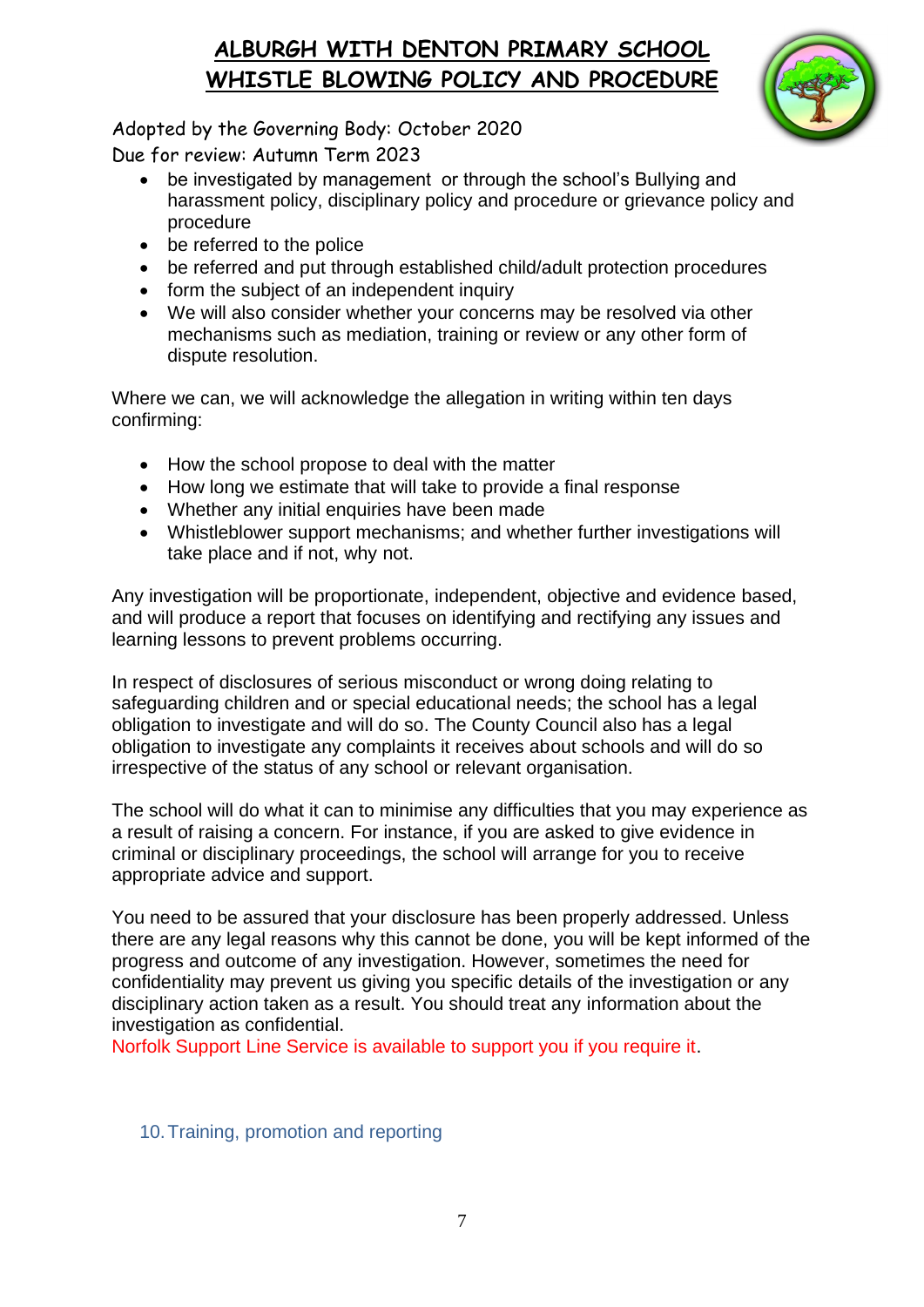- be investigated by management or through the school's Bullying and harassment policy, disciplinary policy and procedure or grievance policy and procedure
- be referred to the police
- be referred and put through established child/adult protection procedures
- form the subject of an independent inquiry
- We will also consider whether your concerns may be resolved via other mechanisms such as mediation, training or review or any other form of dispute resolution.

Where we can, we will acknowledge the allegation in writing within ten days confirming:

- How the school propose to deal with the matter
- How long we estimate that will take to provide a final response
- Whether any initial enquiries have been made
- Whistleblower support mechanisms; and whether further investigations will take place and if not, why not.

Any investigation will be proportionate, independent, objective and evidence based, and will produce a report that focuses on identifying and rectifying any issues and learning lessons to prevent problems occurring.

In respect of disclosures of serious misconduct or wrong doing relating to safeguarding children and or special educational needs; the school has a legal obligation to investigate and will do so. The County Council also has a legal obligation to investigate any complaints it receives about schools and will do so irrespective of the status of any school or relevant organisation.

The school will do what it can to minimise any difficulties that you may experience as a result of raising a concern. For instance, if you are asked to give evidence in criminal or disciplinary proceedings, the school will arrange for you to receive appropriate advice and support.

You need to be assured that your disclosure has been properly addressed. Unless there are any legal reasons why this cannot be done, you will be kept informed of the progress and outcome of any investigation. However, sometimes the need for confidentiality may prevent us giving you specific details of the investigation or any disciplinary action taken as a result. You should treat any information about the investigation as confidential.
Norfolk Support Line Service is available to support you if you require it.

## 10. Training, promotion and reporting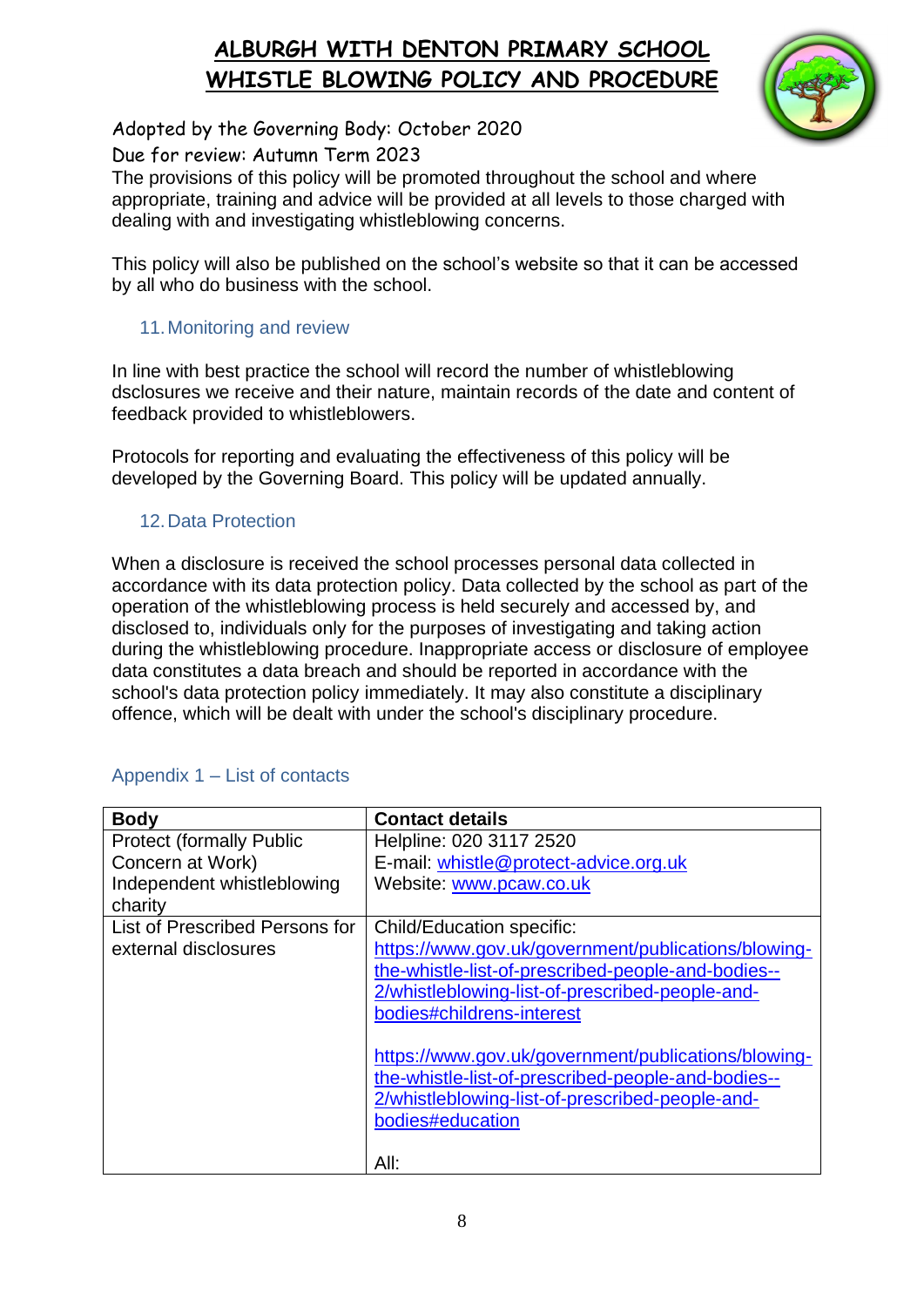# ALBURGH WITH DENTON PRIMARY SCHOOL
# WHISTLE BLOWING POLICY AND PROCEDURE

Adopted by the Governing Body: October 2020

Due for review: Autumn Term 2023

The provisions of this policy will be promoted throughout the school and where appropriate, training and advice will be provided at all levels to those charged with dealing with and investigating whistleblowing concerns.

This policy will also be published on the school's website so that it can be accessed by all who do business with the school.

## 11. Monitoring and review

In line with best practice the school will record the number of whistleblowing dsclosures we receive and their nature, maintain records of the date and content of feedback provided to whistleblowers.

Protocols for reporting and evaluating the effectiveness of this policy will be developed by the Governing Board. This policy will be updated annually.

## 12. Data Protection

When a disclosure is received the school processes personal data collected in accordance with its data protection policy. Data collected by the school as part of the operation of the whistleblowing process is held securely and accessed by, and disclosed to, individuals only for the purposes of investigating and taking action during the whistleblowing procedure. Inappropriate access or disclosure of employee data constitutes a data breach and should be reported in accordance with the school's data protection policy immediately. It may also constitute a disciplinary offence, which will be dealt with under the school's disciplinary procedure.

## Appendix 1 – List of contacts

| Body | Contact details |
|---|---|
| Protect (formally Public Concern at Work) Independent whistleblowing charity | Helpline: 020 3117 2520<br>E-mail: whistle@protect-advice.org.uk<br>Website: www.pcaw.co.uk |
| List of Prescribed Persons for external disclosures | Child/Education specific:<br>https://www.gov.uk/government/publications/blowing-the-whistle-list-of-prescribed-people-and-bodies--2/whistleblowing-list-of-prescribed-people-and-bodies#childrens-interest<br><br>https://www.gov.uk/government/publications/blowing-the-whistle-list-of-prescribed-people-and-bodies--2/whistleblowing-list-of-prescribed-people-and-bodies#education<br><br>All: |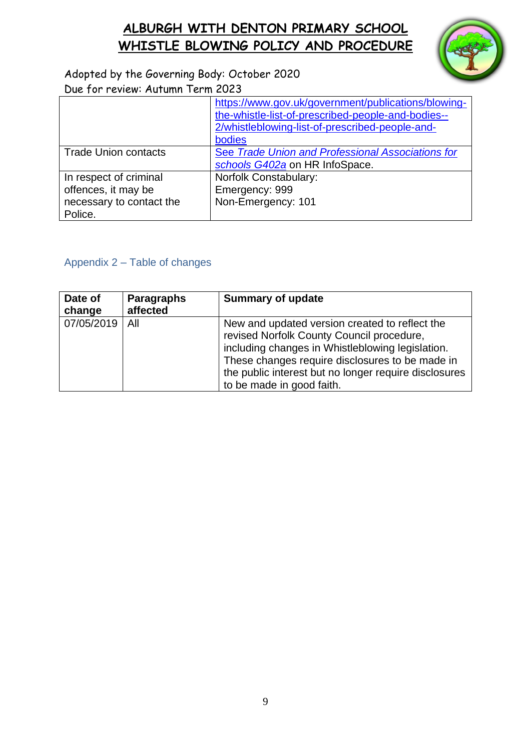# ALBURGH WITH DENTON PRIMARY SCHOOL
# WHISTLE BLOWING POLICY AND PROCEDURE

Adopted by the Governing Body: October 2020
Due for review: Autumn Term 2023

| | |
|---|---|
| | https://www.gov.uk/government/publications/blowing-the-whistle-list-of-prescribed-people-and-bodies--2/whistleblowing-list-of-prescribed-people-and-bodies |
| Trade Union contacts | See *Trade Union and Professional Associations for schools G402a* on HR InfoSpace. |
| In respect of criminal offences, it may be necessary to contact the Police. | Norfolk Constabulary:<br>Emergency: 999<br>Non-Emergency: 101 |

## Appendix 2 – Table of changes

| Date of change | Paragraphs affected | Summary of update |
|---|---|---|
| 07/05/2019 | All | New and updated version created to reflect the revised Norfolk County Council procedure, including changes in Whistleblowing legislation. These changes require disclosures to be made in the public interest but no longer require disclosures to be made in good faith. |